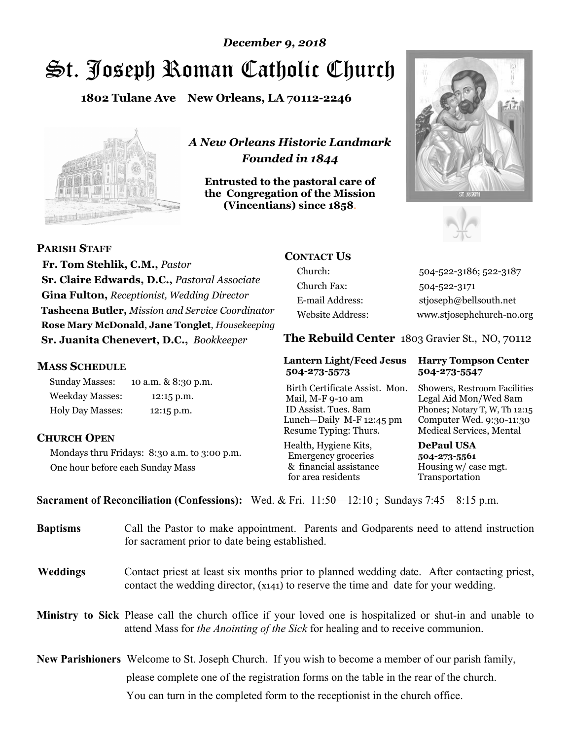*December 9, 2018*

# St. Joseph Roman Catholic Church

**1802 Tulane Ave New Orleans, LA 70112-2246**

*A New Orleans Historic Landmark*
*Founded in 1844*

**Entrusted to the pastoral care of the Congregation of the Mission (Vincentians) since 1858.**

## PARISH STAFF

**Fr. Tom Stehlik, C.M.,** *Pastor*
**Sr. Claire Edwards, D.C.,** *Pastoral Associate*
**Gina Fulton,** *Receptionist, Wedding Director*
**Tasheena Butler,** *Mission and Service Coordinator*
**Rose Mary McDonald**, **Jane Tonglet**, *Housekeeping*
**Sr. Juanita Chenevert, D.C.,** *Bookkeeper*

## MASS SCHEDULE

| | |
|---|---|
| Sunday Masses: | 10 a.m. & 8:30 p.m. |
| Weekday Masses: | 12:15 p.m. |
| Holy Day Masses: | 12:15 p.m. |

## CHURCH OPEN

Mondays thru Fridays: 8:30 a.m. to 3:00 p.m.
One hour before each Sunday Mass

## CONTACT US

| | |
|---|---|
| Church: | 504-522-3186; 522-3187 |
| Church Fax: | 504-522-3171 |
| E-mail Address: | stjoseph@bellsouth.net |
| Website Address: | www.stjosephchurch-no.org |

## The Rebuild Center 1803 Gravier St., NO, 70112

| Lantern Light/Feed Jesus 504-273-5573 | Harry Tompson Center 504-273-5547 |
|---|---|
| Birth Certificate Assist. Mon. Mail, M-F 9-10 am ID Assist. Tues. 8am Lunch—Daily M-F 12:45 pm Resume Typing: Thurs. | Showers, Restroom Facilities Legal Aid Mon/Wed 8am Phones; Notary T, W, Th 12:15 Computer Wed. 9:30-11:30 Medical Services, Mental |
| Health, Hygiene Kits, Emergency groceries & financial assistance for area residents | **DePaul USA 504-273-5561** Housing w/ case mgt. Transportation |

**Sacrament of Reconciliation (Confessions):** Wed. & Fri. 11:50—12:10 ; Sundays 7:45—8:15 p.m.

**Baptisms** Call the Pastor to make appointment. Parents and Godparents need to attend instruction for sacrament prior to date being established.

**Weddings** Contact priest at least six months prior to planned wedding date. After contacting priest, contact the wedding director, (x141) to reserve the time and date for your wedding.

**Ministry to Sick** Please call the church office if your loved one is hospitalized or shut-in and unable to attend Mass for *the Anointing of the Sick* for healing and to receive communion.

**New Parishioners** Welcome to St. Joseph Church. If you wish to become a member of our parish family, please complete one of the registration forms on the table in the rear of the church. You can turn in the completed form to the receptionist in the church office.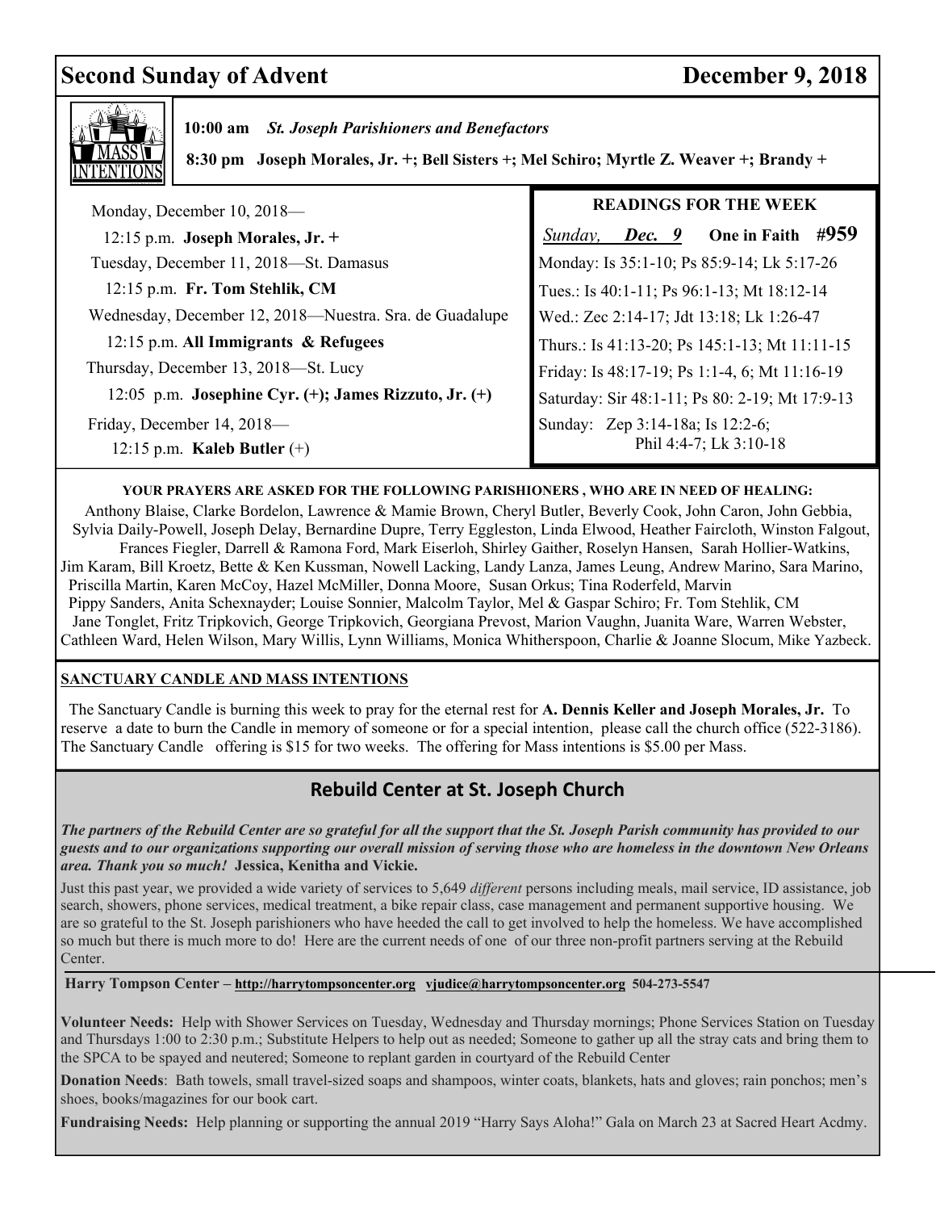# Second Sunday of Advent — December 9, 2018

**MASS INTENTIONS**

**10:00 am** ***St. Joseph Parishioners and Benefactors***

**8:30 pm Joseph Morales, Jr. +; Bell Sisters +; Mel Schiro; Myrtle Z. Weaver +; Brandy +**

Monday, December 10, 2018—
12:15 p.m. **Joseph Morales, Jr. +**

Tuesday, December 11, 2018—St. Damasus
12:15 p.m. **Fr. Tom Stehlik, CM**

Wednesday, December 12, 2018—Nuestra. Sra. de Guadalupe
12:15 p.m. **All Immigrants & Refugees**

Thursday, December 13, 2018—St. Lucy
12:05 p.m. **Josephine Cyr. (+); James Rizzuto, Jr. (+)**

Friday, December 14, 2018—
12:15 p.m. **Kaleb Butler** (+)

**READINGS FOR THE WEEK**

*Sunday,* ***Dec. 9*** **One in Faith #959**

Monday: Is 35:1-10; Ps 85:9-14; Lk 5:17-26
Tues.: Is 40:1-11; Ps 96:1-13; Mt 18:12-14
Wed.: Zec 2:14-17; Jdt 13:18; Lk 1:26-47
Thurs.: Is 41:13-20; Ps 145:1-13; Mt 11:11-15
Friday: Is 48:17-19; Ps 1:1-4, 6; Mt 11:16-19
Saturday: Sir 48:1-11; Ps 80: 2-19; Mt 17:9-13
Sunday: Zep 3:14-18a; Is 12:2-6; Phil 4:4-7; Lk 3:10-18

**YOUR PRAYERS ARE ASKED FOR THE FOLLOWING PARISHIONERS , WHO ARE IN NEED OF HEALING:**

Anthony Blaise, Clarke Bordelon, Lawrence & Mamie Brown, Cheryl Butler, Beverly Cook, John Caron, John Gebbia, Sylvia Daily-Powell, Joseph Delay, Bernardine Dupre, Terry Eggleston, Linda Elwood, Heather Faircloth, Winston Falgout, Frances Fiegler, Darrell & Ramona Ford, Mark Eiserloh, Shirley Gaither, Roselyn Hansen, Sarah Hollier-Watkins, Jim Karam, Bill Kroetz, Bette & Ken Kussman, Nowell Lacking, Landy Lanza, James Leung, Andrew Marino, Sara Marino, Priscilla Martin, Karen McCoy, Hazel McMiller, Donna Moore, Susan Orkus; Tina Roderfeld, Marvin Pippy Sanders, Anita Schexnayder; Louise Sonnier, Malcolm Taylor, Mel & Gaspar Schiro; Fr. Tom Stehlik, CM Jane Tonglet, Fritz Tripkovich, George Tripkovich, Georgiana Prevost, Marion Vaughn, Juanita Ware, Warren Webster, Cathleen Ward, Helen Wilson, Mary Willis, Lynn Williams, Monica Whitherspoon, Charlie & Joanne Slocum, Mike Yazbeck.

**SANCTUARY CANDLE AND MASS INTENTIONS**

The Sanctuary Candle is burning this week to pray for the eternal rest for **A. Dennis Keller and Joseph Morales, Jr.** To reserve a date to burn the Candle in memory of someone or for a special intention, please call the church office (522-3186). The Sanctuary Candle offering is $15 for two weeks. The offering for Mass intentions is $5.00 per Mass.

## Rebuild Center at St. Joseph Church

***The partners of the Rebuild Center are so grateful for all the support that the St. Joseph Parish community has provided to our guests and to our organizations supporting our overall mission of serving those who are homeless in the downtown New Orleans area. Thank you so much!*** **Jessica, Kenitha and Vickie.**

Just this past year, we provided a wide variety of services to 5,649 *different* persons including meals, mail service, ID assistance, job search, showers, phone services, medical treatment, a bike repair class, case management and permanent supportive housing. We are so grateful to the St. Joseph parishioners who have heeded the call to get involved to help the homeless. We have accomplished so much but there is much more to do! Here are the current needs of one of our three non-profit partners serving at the Rebuild Center.

**Harry Tompson Center – http://harrytompsoncenter.org vjudice@harrytompsoncenter.org 504-273-5547**

**Volunteer Needs:** Help with Shower Services on Tuesday, Wednesday and Thursday mornings; Phone Services Station on Tuesday and Thursdays 1:00 to 2:30 p.m.; Substitute Helpers to help out as needed; Someone to gather up all the stray cats and bring them to the SPCA to be spayed and neutered; Someone to replant garden in courtyard of the Rebuild Center

**Donation Needs**: Bath towels, small travel-sized soaps and shampoos, winter coats, blankets, hats and gloves; rain ponchos; men's shoes, books/magazines for our book cart.

**Fundraising Needs:** Help planning or supporting the annual 2019 "Harry Says Aloha!" Gala on March 23 at Sacred Heart Acdmy.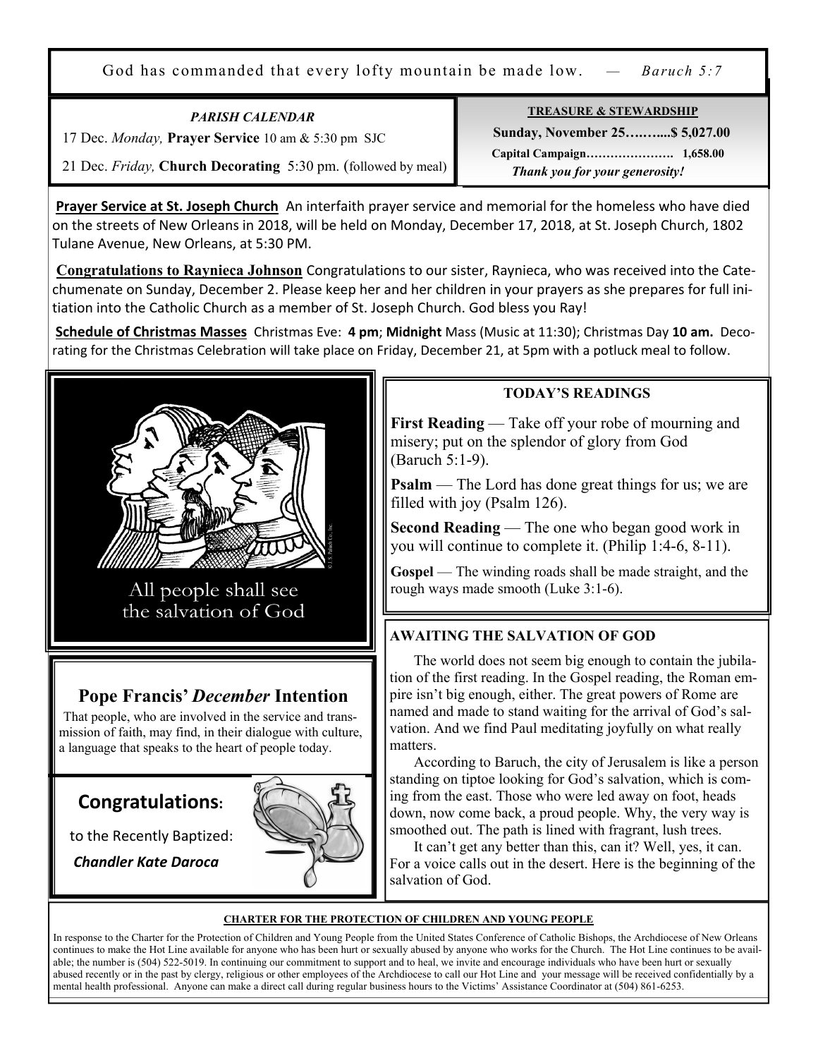God has commanded that every lofty mountain be made low. — *Baruch 5:7*

***PARISH CALENDAR***

17 Dec. *Monday,* **Prayer Service** 10 am & 5:30 pm SJC

21 Dec. *Friday,* **Church Decorating** 5:30 pm. (followed by meal)

**TREASURE & STEWARDSHIP**

**Sunday, November 25……....$ 5,027.00**

**Capital Campaign…………………. 1,658.00**

***Thank you for your generosity!***

**Prayer Service at St. Joseph Church** An interfaith prayer service and memorial for the homeless who have died on the streets of New Orleans in 2018, will be held on Monday, December 17, 2018, at St. Joseph Church, 1802 Tulane Avenue, New Orleans, at 5:30 PM.

**Congratulations to Raynieca Johnson** Congratulations to our sister, Raynieca, who was received into the Catechumenate on Sunday, December 2. Please keep her and her children in your prayers as she prepares for full initiation into the Catholic Church as a member of St. Joseph Church. God bless you Ray!

**Schedule of Christmas Masses** Christmas Eve: **4 pm**; **Midnight** Mass (Music at 11:30); Christmas Day **10 am.** Decorating for the Christmas Celebration will take place on Friday, December 21, at 5pm with a potluck meal to follow.

All people shall see the salvation of God

## Pope Francis' *December* Intention

That people, who are involved in the service and transmission of faith, may find, in their dialogue with culture, a language that speaks to the heart of people today.

## Congratulations:

to the Recently Baptized:

***Chandler Kate Daroca***

**TODAY'S READINGS**

**First Reading** — Take off your robe of mourning and misery; put on the splendor of glory from God (Baruch 5:1-9).

**Psalm** — The Lord has done great things for us; we are filled with joy (Psalm 126).

**Second Reading** — The one who began good work in you will continue to complete it. (Philip 1:4-6, 8-11).

**Gospel** — The winding roads shall be made straight, and the rough ways made smooth (Luke 3:1-6).

**AWAITING THE SALVATION OF GOD**

The world does not seem big enough to contain the jubilation of the first reading. In the Gospel reading, the Roman empire isn't big enough, either. The great powers of Rome are named and made to stand waiting for the arrival of God's salvation. And we find Paul meditating joyfully on what really matters.

According to Baruch, the city of Jerusalem is like a person standing on tiptoe looking for God's salvation, which is coming from the east. Those who were led away on foot, heads down, now come back, a proud people. Why, the very way is smoothed out. The path is lined with fragrant, lush trees.

It can't get any better than this, can it? Well, yes, it can. For a voice calls out in the desert. Here is the beginning of the salvation of God.

**CHARTER FOR THE PROTECTION OF CHILDREN AND YOUNG PEOPLE**

In response to the Charter for the Protection of Children and Young People from the United States Conference of Catholic Bishops, the Archdiocese of New Orleans continues to make the Hot Line available for anyone who has been hurt or sexually abused by anyone who works for the Church. The Hot Line continues to be available; the number is (504) 522-5019. In continuing our commitment to support and to heal, we invite and encourage individuals who have been hurt or sexually abused recently or in the past by clergy, religious or other employees of the Archdiocese to call our Hot Line and your message will be received confidentially by a mental health professional. Anyone can make a direct call during regular business hours to the Victims' Assistance Coordinator at (504) 861-6253.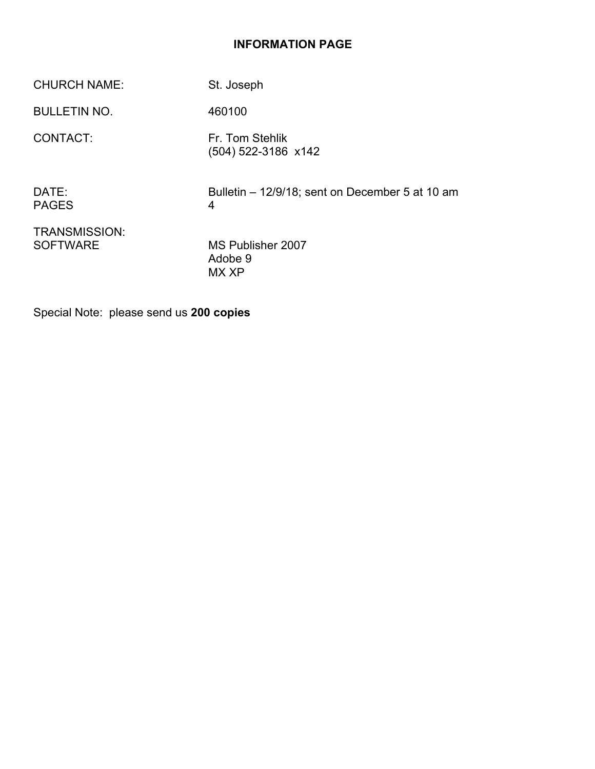# INFORMATION PAGE

| | |
|---|---|
| CHURCH NAME: | St. Joseph |
| BULLETIN NO. | 460100 |
| CONTACT: | Fr. Tom Stehlik<br>(504) 522-3186 x142 |
| DATE:<br>PAGES | Bulletin – 12/9/18; sent on December 5 at 10 am<br>4 |
| TRANSMISSION:<br>SOFTWARE | MS Publisher 2007<br>Adobe 9<br>MX XP |

Special Note: please send us **200 copies**